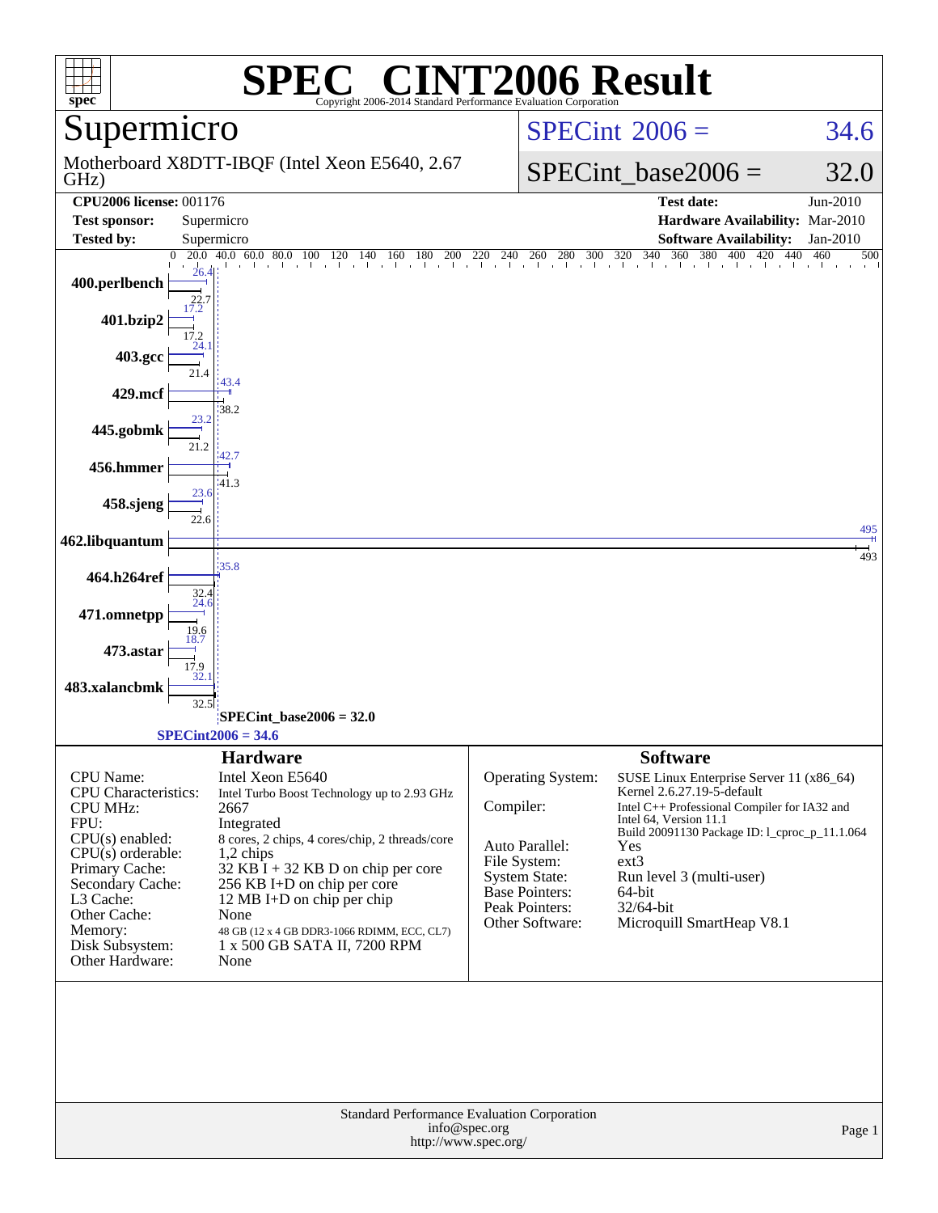# SPEC® CINT2006 Result

Copyright 2006-2014 Standard Performance Evaluation Corporation

## Supermicro

Motherboard X8DTT-IBQF (Intel Xeon E5640, 2.67 GHz)

SPECint 2006 = 34.6

SPECint_base2006 = 32.0

| | | | |
|---|---|---|---|
| **CPU2006 license:** 001176 | | **Test date:** | Jun-2010 |
| **Test sponsor:** | Supermicro | **Hardware Availability:** | Mar-2010 |
| **Tested by:** | Supermicro | **Software Availability:** | Jan-2010 |

| Benchmark | Peak | Base |
|---|---|---|
| 400.perlbench | 26.4 | 22.7 |
| 401.bzip2 | 17.2 | 17.2 |
| 403.gcc | 24.1 | 21.4 |
| 429.mcf | 43.4 | 38.2 |
| 445.gobmk | 23.2 | 21.2 |
| 456.hmmer | 42.7 | 41.3 |
| 458.sjeng | 23.6 | 22.6 |
| 462.libquantum | 495 | 493 |
| 464.h264ref | 35.8 | 32.4 |
| 471.omnetpp | 24.6 | 19.6 |
| 473.astar | 18.7 | 17.9 |
| 483.xalancbmk | 32.1 | 32.5 |

SPECint_base2006 = 32.0

SPECint2006 = 34.6

### Hardware

| | |
|---|---|
| CPU Name: | Intel Xeon E5640 |
| CPU Characteristics: | Intel Turbo Boost Technology up to 2.93 GHz |
| CPU MHz: | 2667 |
| FPU: | Integrated |
| CPU(s) enabled: | 8 cores, 2 chips, 4 cores/chip, 2 threads/core |
| CPU(s) orderable: | 1,2 chips |
| Primary Cache: | 32 KB I + 32 KB D on chip per core |
| Secondary Cache: | 256 KB I+D on chip per core |
| L3 Cache: | 12 MB I+D on chip per chip |
| Other Cache: | None |
| Memory: | 48 GB (12 x 4 GB DDR3-1066 RDIMM, ECC, CL7) |
| Disk Subsystem: | 1 x 500 GB SATA II, 7200 RPM |
| Other Hardware: | None |

### Software

| | |
|---|---|
| Operating System: | SUSE Linux Enterprise Server 11 (x86_64) Kernel 2.6.27.19-5-default |
| Compiler: | Intel C++ Professional Compiler for IA32 and Intel 64, Version 11.1 Build 20091130 Package ID: l_cproc_p_11.1.064 |
| Auto Parallel: | Yes |
| File System: | ext3 |
| System State: | Run level 3 (multi-user) |
| Base Pointers: | 64-bit |
| Peak Pointers: | 32/64-bit |
| Other Software: | Microquill SmartHeap V8.1 |

Standard Performance Evaluation Corporation
info@spec.org
http://www.spec.org/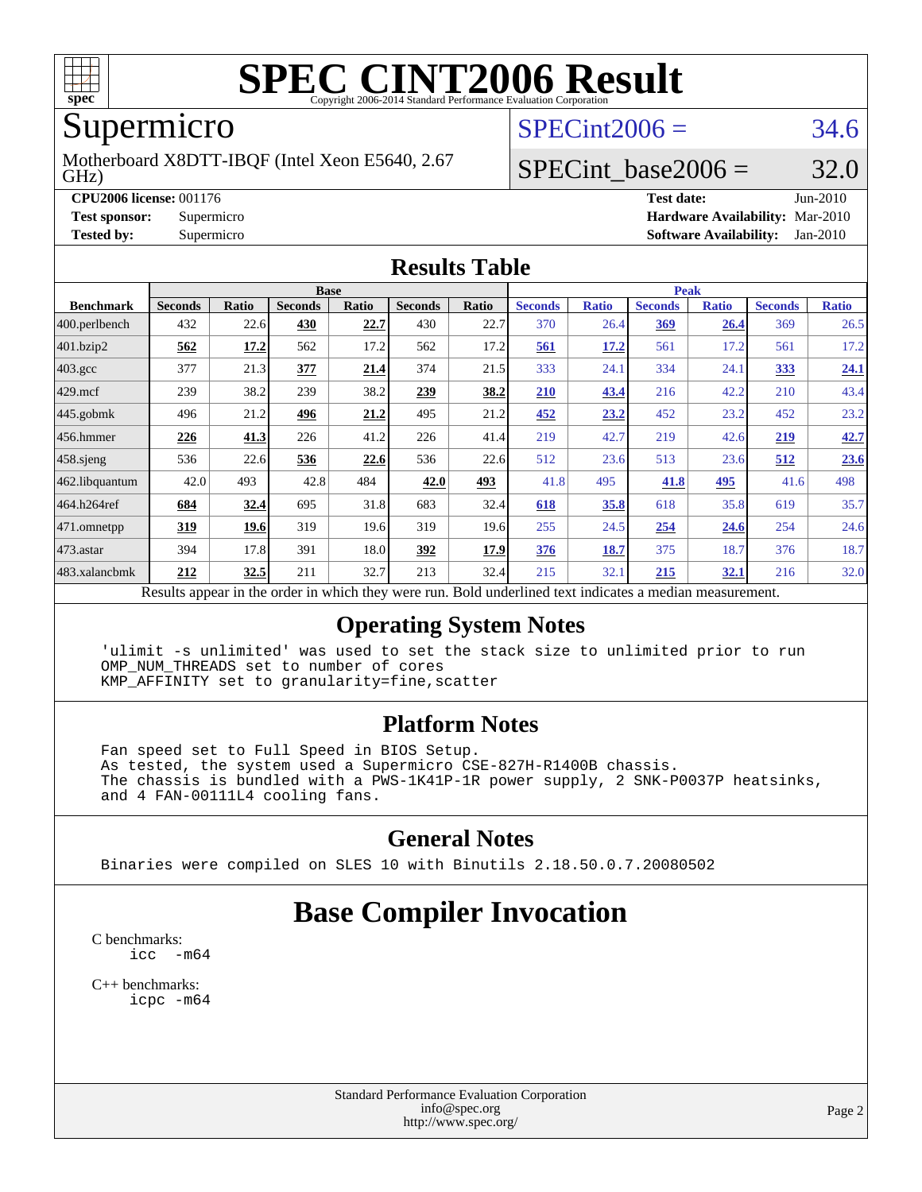# SPEC CINT2006 Result

Copyright 2006-2014 Standard Performance Evaluation Corporation

## Supermicro

Motherboard X8DTT-IBQF (Intel Xeon E5640, 2.67 GHz)

SPECint2006 = 34.6

SPECint_base2006 = 32.0

**CPU2006 license:** 001176
**Test sponsor:** Supermicro
**Tested by:** Supermicro

**Test date:** Jun-2010
**Hardware Availability:** Mar-2010
**Software Availability:** Jan-2010

## Results Table

| Benchmark | Base | | | | | | Peak | | | | | |
|---|---|---|---|---|---|---|---|---|---|---|---|---|
| | Seconds | Ratio | Seconds | Ratio | Seconds | Ratio | Seconds | Ratio | Seconds | Ratio | Seconds | Ratio |
| 400.perlbench | 432 | 22.6 | **430** | **22.7** | 430 | 22.7 | 370 | 26.4 | **369** | **26.4** | 369 | 26.5 |
| 401.bzip2 | **562** | **17.2** | 562 | 17.2 | 562 | 17.2 | **561** | **17.2** | 561 | 17.2 | 561 | 17.2 |
| 403.gcc | 377 | 21.3 | **377** | **21.4** | 374 | 21.5 | 333 | 24.1 | 334 | 24.1 | **333** | **24.1** |
| 429.mcf | 239 | 38.2 | 239 | 38.2 | **239** | **38.2** | **210** | **43.4** | 216 | 42.2 | 210 | 43.4 |
| 445.gobmk | 496 | 21.2 | **496** | **21.2** | 495 | 21.2 | **452** | **23.2** | 452 | 23.2 | 452 | 23.2 |
| 456.hmmer | **226** | **41.3** | 226 | 41.2 | 226 | 41.4 | 219 | 42.7 | 219 | 42.6 | **219** | **42.7** |
| 458.sjeng | 536 | 22.6 | **536** | **22.6** | 536 | 22.6 | 512 | 23.6 | 513 | 23.6 | **512** | **23.6** |
| 462.libquantum | 42.0 | 493 | 42.8 | 484 | **42.0** | **493** | 41.8 | 495 | **41.8** | **495** | 41.6 | 498 |
| 464.h264ref | **684** | **32.4** | 695 | 31.8 | 683 | 32.4 | **618** | **35.8** | 618 | 35.8 | 619 | 35.7 |
| 471.omnetpp | **319** | **19.6** | 319 | 19.6 | 319 | 19.6 | 255 | 24.5 | **254** | **24.6** | 254 | 24.6 |
| 473.astar | 394 | 17.8 | 391 | 18.0 | **392** | **17.9** | **376** | **18.7** | 375 | 18.7 | 376 | 18.7 |
| 483.xalancbmk | **212** | **32.5** | 211 | 32.7 | 213 | 32.4 | 215 | 32.1 | **215** | **32.1** | 216 | 32.0 |

Results appear in the order in which they were run. Bold underlined text indicates a median measurement.

## Operating System Notes

```
'ulimit -s unlimited' was used to set the stack size to unlimited prior to run
OMP_NUM_THREADS set to number of cores
KMP_AFFINITY set to granularity=fine,scatter
```

## Platform Notes

```
Fan speed set to Full Speed in BIOS Setup.
As tested, the system used a Supermicro CSE-827H-R1400B chassis.
The chassis is bundled with a PWS-1K41P-1R power supply, 2 SNK-P0037P heatsinks,
and 4 FAN-00111L4 cooling fans.
```

## General Notes

```
Binaries were compiled on SLES 10 with Binutils 2.18.50.0.7.20080502
```

# Base Compiler Invocation

C benchmarks:
```
icc  -m64
```

C++ benchmarks:
```
icpc -m64
```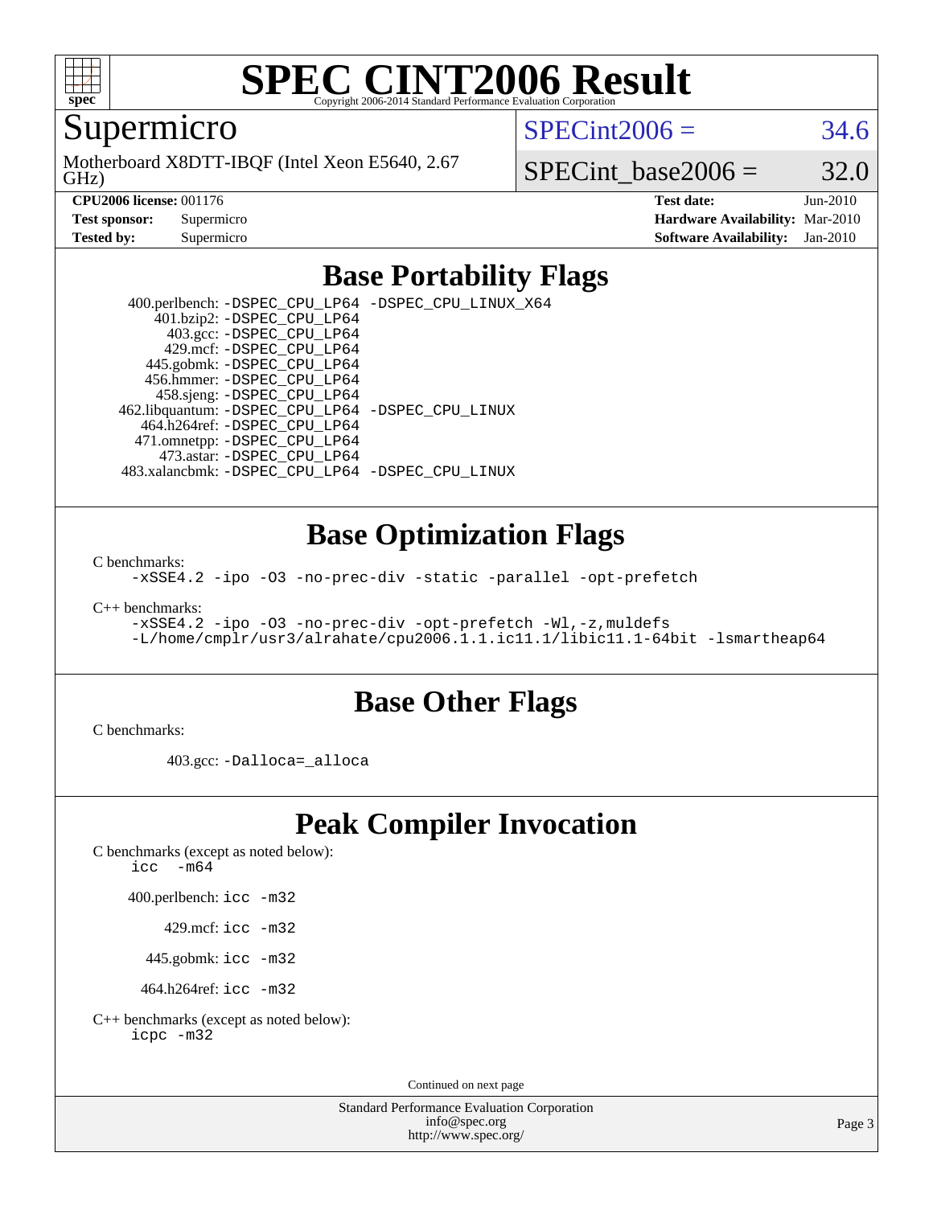# SPEC CINT2006 Result

Copyright 2006-2014 Standard Performance Evaluation Corporation

## Supermicro

Motherboard X8DTT-IBQF (Intel Xeon E5640, 2.67 GHz)

SPECint2006 = 34.6

SPECint_base2006 = 32.0

| | | | |
|---|---|---|---|
| **CPU2006 license:** 001176 | | **Test date:** | Jun-2010 |
| **Test sponsor:** | Supermicro | **Hardware Availability:** | Mar-2010 |
| **Tested by:** | Supermicro | **Software Availability:** | Jan-2010 |

## Base Portability Flags

400.perlbench: -DSPEC_CPU_LP64 -DSPEC_CPU_LINUX_X64
401.bzip2: -DSPEC_CPU_LP64
403.gcc: -DSPEC_CPU_LP64
429.mcf: -DSPEC_CPU_LP64
445.gobmk: -DSPEC_CPU_LP64
456.hmmer: -DSPEC_CPU_LP64
458.sjeng: -DSPEC_CPU_LP64
462.libquantum: -DSPEC_CPU_LP64 -DSPEC_CPU_LINUX
464.h264ref: -DSPEC_CPU_LP64
471.omnetpp: -DSPEC_CPU_LP64
473.astar: -DSPEC_CPU_LP64
483.xalancbmk: -DSPEC_CPU_LP64 -DSPEC_CPU_LINUX

## Base Optimization Flags

C benchmarks:
-xSSE4.2 -ipo -O3 -no-prec-div -static -parallel -opt-prefetch

C++ benchmarks:
-xSSE4.2 -ipo -O3 -no-prec-div -opt-prefetch -Wl,-z,muldefs
-L/home/cmplr/usr3/alrahate/cpu2006.1.1.ic11.1/libic11.1-64bit -lsmartheap64

## Base Other Flags

C benchmarks:

403.gcc: -Dalloca=_alloca

## Peak Compiler Invocation

C benchmarks (except as noted below):
icc -m64

400.perlbench: icc -m32

429.mcf: icc -m32

445.gobmk: icc -m32

464.h264ref: icc -m32

C++ benchmarks (except as noted below):
icpc -m32

Continued on next page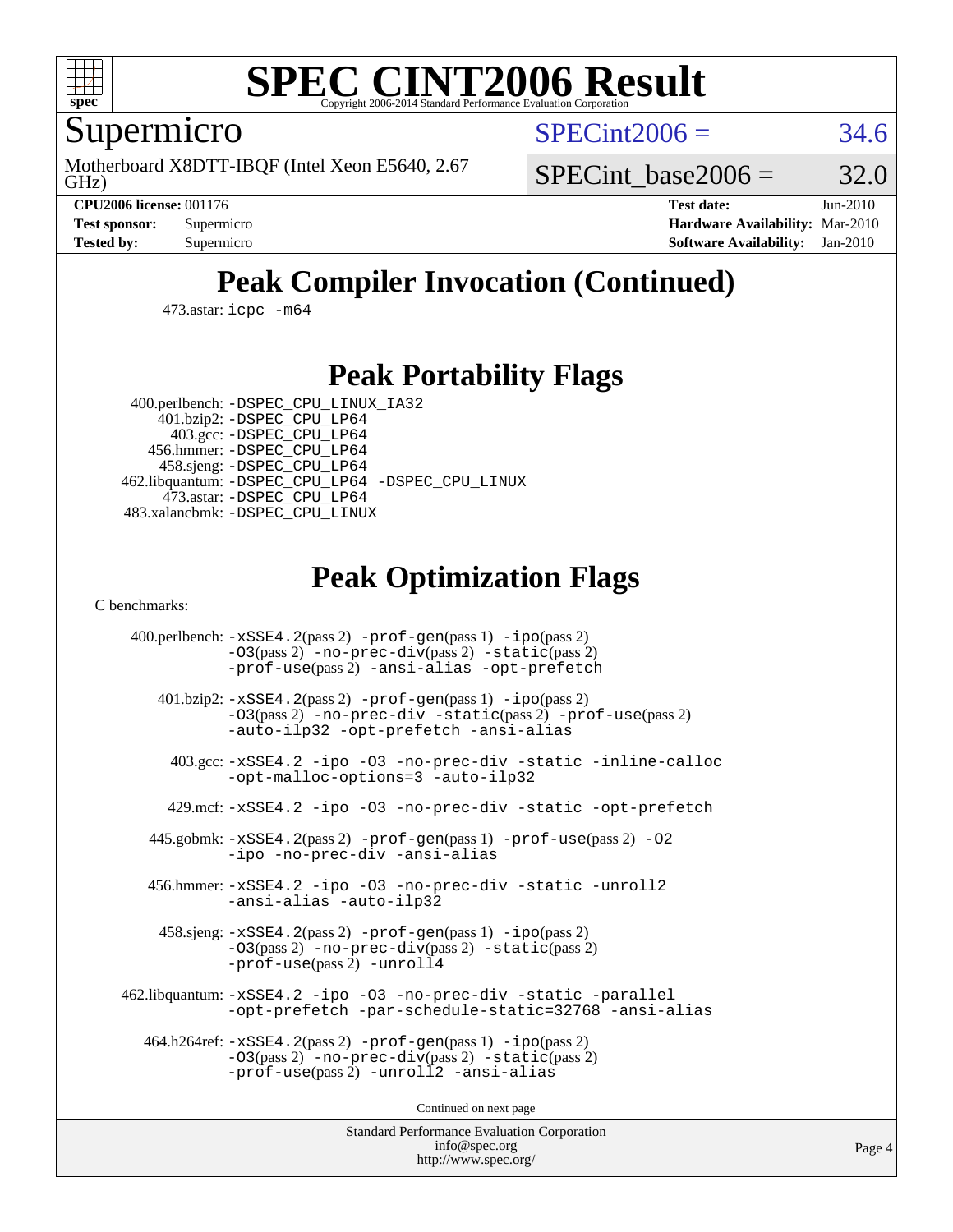# SPEC CINT2006 Result

Copyright 2006-2014 Standard Performance Evaluation Corporation

## Supermicro

Motherboard X8DTT-IBQF (Intel Xeon E5640, 2.67 GHz)

SPECint2006 = 34.6

SPECint_base2006 = 32.0

**CPU2006 license:** 001176
**Test sponsor:** Supermicro
**Tested by:** Supermicro

**Test date:** Jun-2010
**Hardware Availability:** Mar-2010
**Software Availability:** Jan-2010

## Peak Compiler Invocation (Continued)

473.astar: `icpc -m64`

## Peak Portability Flags

400.perlbench: `-DSPEC_CPU_LINUX_IA32`
401.bzip2: `-DSPEC_CPU_LP64`
403.gcc: `-DSPEC_CPU_LP64`
456.hmmer: `-DSPEC_CPU_LP64`
458.sjeng: `-DSPEC_CPU_LP64`
462.libquantum: `-DSPEC_CPU_LP64 -DSPEC_CPU_LINUX`
473.astar: `-DSPEC_CPU_LP64`
483.xalancbmk: `-DSPEC_CPU_LINUX`

## Peak Optimization Flags

C benchmarks:

400.perlbench: `-xSSE4.2`(pass 2) `-prof-gen`(pass 1) `-ipo`(pass 2) `-O3`(pass 2) `-no-prec-div`(pass 2) `-static`(pass 2) `-prof-use`(pass 2) `-ansi-alias -opt-prefetch`

401.bzip2: `-xSSE4.2`(pass 2) `-prof-gen`(pass 1) `-ipo`(pass 2) `-O3`(pass 2) `-no-prec-div -static`(pass 2) `-prof-use`(pass 2) `-auto-ilp32 -opt-prefetch -ansi-alias`

403.gcc: `-xSSE4.2 -ipo -O3 -no-prec-div -static -inline-calloc -opt-malloc-options=3 -auto-ilp32`

429.mcf: `-xSSE4.2 -ipo -O3 -no-prec-div -static -opt-prefetch`

445.gobmk: `-xSSE4.2`(pass 2) `-prof-gen`(pass 1) `-prof-use`(pass 2) `-O2 -ipo -no-prec-div -ansi-alias`

456.hmmer: `-xSSE4.2 -ipo -O3 -no-prec-div -static -unroll2 -ansi-alias -auto-ilp32`

458.sjeng: `-xSSE4.2`(pass 2) `-prof-gen`(pass 1) `-ipo`(pass 2) `-O3`(pass 2) `-no-prec-div`(pass 2) `-static`(pass 2) `-prof-use`(pass 2) `-unroll4`

462.libquantum: `-xSSE4.2 -ipo -O3 -no-prec-div -static -parallel -opt-prefetch -par-schedule-static=32768 -ansi-alias`

464.h264ref: `-xSSE4.2`(pass 2) `-prof-gen`(pass 1) `-ipo`(pass 2) `-O3`(pass 2) `-no-prec-div`(pass 2) `-static`(pass 2) `-prof-use`(pass 2) `-unroll2 -ansi-alias`

Continued on next page

Standard Performance Evaluation Corporation
info@spec.org
http://www.spec.org/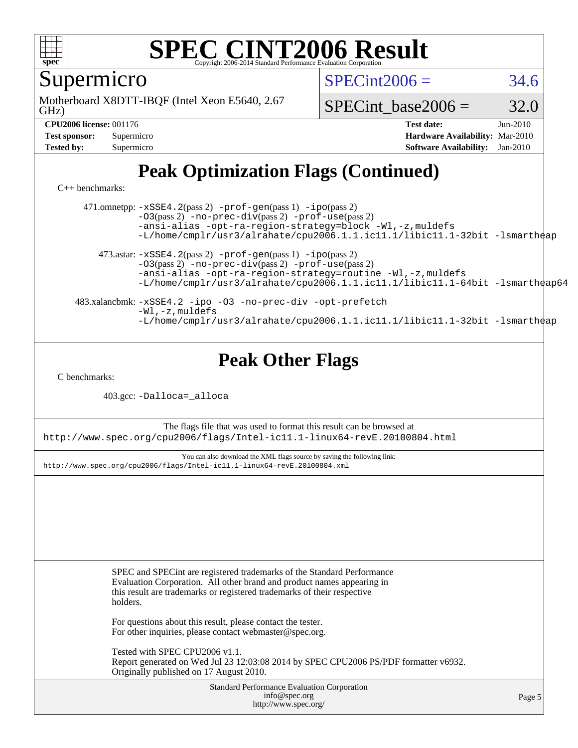# Peak Optimization Flags (Continued)

C++ benchmarks:

471.omnetpp: -xSSE4.2(pass 2) -prof-gen(pass 1) -ipo(pass 2) -O3(pass 2) -no-prec-div(pass 2) -prof-use(pass 2) -ansi-alias -opt-ra-region-strategy=block -Wl,-z,muldefs -L/home/cmplr/usr3/alrahate/cpu2006.1.1.ic11.1/libic11.1-32bit -lsmartheap

473.astar: -xSSE4.2(pass 2) -prof-gen(pass 1) -ipo(pass 2) -O3(pass 2) -no-prec-div(pass 2) -prof-use(pass 2) -ansi-alias -opt-ra-region-strategy=routine -Wl,-z,muldefs -L/home/cmplr/usr3/alrahate/cpu2006.1.1.ic11.1/libic11.1-64bit -lsmartheap64

483.xalancbmk: -xSSE4.2 -ipo -O3 -no-prec-div -opt-prefetch -Wl,-z,muldefs -L/home/cmplr/usr3/alrahate/cpu2006.1.1.ic11.1/libic11.1-32bit -lsmartheap

# Peak Other Flags

C benchmarks:

403.gcc: -Dalloca=_alloca

The flags file that was used to format this result can be browsed at
http://www.spec.org/cpu2006/flags/Intel-ic11.1-linux64-revE.20100804.html

You can also download the XML flags source by saving the following link:
http://www.spec.org/cpu2006/flags/Intel-ic11.1-linux64-revE.20100804.xml

SPEC and SPECint are registered trademarks of the Standard Performance Evaluation Corporation. All other brand and product names appearing in this result are trademarks or registered trademarks of their respective holders.

For questions about this result, please contact the tester.
For other inquiries, please contact webmaster@spec.org.

Tested with SPEC CPU2006 v1.1.
Report generated on Wed Jul 23 12:03:08 2014 by SPEC CPU2006 PS/PDF formatter v6932.
Originally published on 17 August 2010.